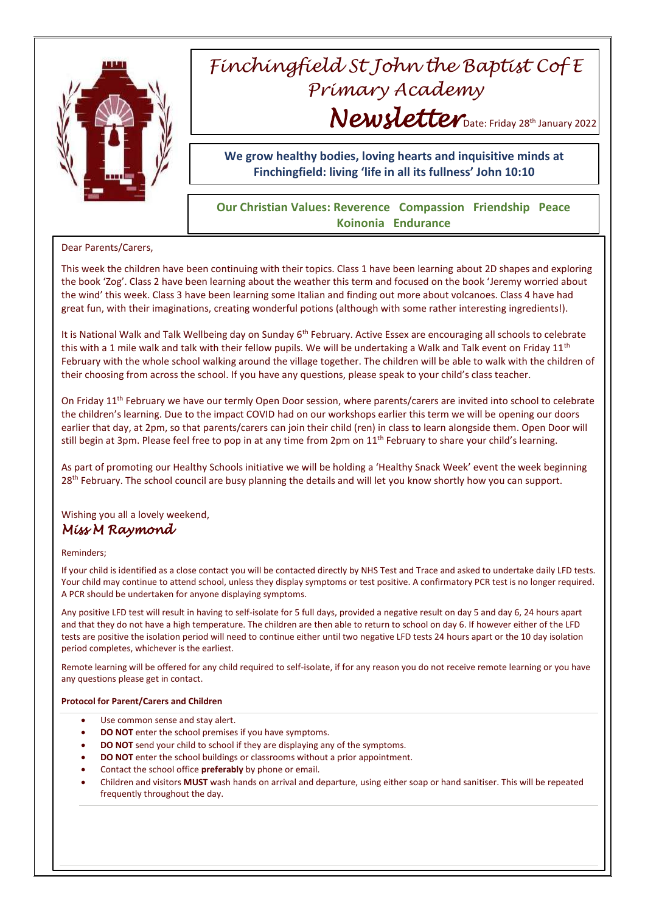# Finchingfield St John the Baptist C of E Primary Academy

## Newsletter

Date: Friday 28th January 2022

**We grow healthy bodies, loving hearts and inquisitive minds at Finchingfield: living 'life in all its fullness' John 10:10**

**Our Christian Values: Reverence Compassion Friendship Peace Koinonia Endurance**

Dear Parents/Carers,

This week the children have been continuing with their topics. Class 1 have been learning about 2D shapes and exploring the book 'Zog'. Class 2 have been learning about the weather this term and focused on the book 'Jeremy worried about the wind' this week. Class 3 have been learning some Italian and finding out more about volcanoes. Class 4 have had great fun, with their imaginations, creating wonderful potions (although with some rather interesting ingredients!).

It is National Walk and Talk Wellbeing day on Sunday 6th February. Active Essex are encouraging all schools to celebrate this with a 1 mile walk and talk with their fellow pupils. We will be undertaking a Walk and Talk event on Friday 11th February with the whole school walking around the village together. The children will be able to walk with the children of their choosing from across the school. If you have any questions, please speak to your child's class teacher.

On Friday 11th February we have our termly Open Door session, where parents/carers are invited into school to celebrate the children's learning. Due to the impact COVID had on our workshops earlier this term we will be opening our doors earlier that day, at 2pm, so that parents/carers can join their child (ren) in class to learn alongside them. Open Door will still begin at 3pm. Please feel free to pop in at any time from 2pm on 11th February to share your child's learning.

As part of promoting our Healthy Schools initiative we will be holding a 'Healthy Snack Week' event the week beginning 28th February. The school council are busy planning the details and will let you know shortly how you can support.

Wishing you all a lovely weekend,

*Miss M Raymond*

Reminders;

If your child is identified as a close contact you will be contacted directly by NHS Test and Trace and asked to undertake daily LFD tests. Your child may continue to attend school, unless they display symptoms or test positive. A confirmatory PCR test is no longer required. A PCR should be undertaken for anyone displaying symptoms.

Any positive LFD test will result in having to self-isolate for 5 full days, provided a negative result on day 5 and day 6, 24 hours apart and that they do not have a high temperature. The children are then able to return to school on day 6. If however either of the LFD tests are positive the isolation period will need to continue either until two negative LFD tests 24 hours apart or the 10 day isolation period completes, whichever is the earliest.

Remote learning will be offered for any child required to self-isolate, if for any reason you do not receive remote learning or you have any questions please get in contact.

**Protocol for Parent/Carers and Children**

- Use common sense and stay alert.
- **DO NOT** enter the school premises if you have symptoms.
- **DO NOT** send your child to school if they are displaying any of the symptoms.
- **DO NOT** enter the school buildings or classrooms without a prior appointment.
- Contact the school office **preferably** by phone or email.
- Children and visitors **MUST** wash hands on arrival and departure, using either soap or hand sanitiser. This will be repeated frequently throughout the day.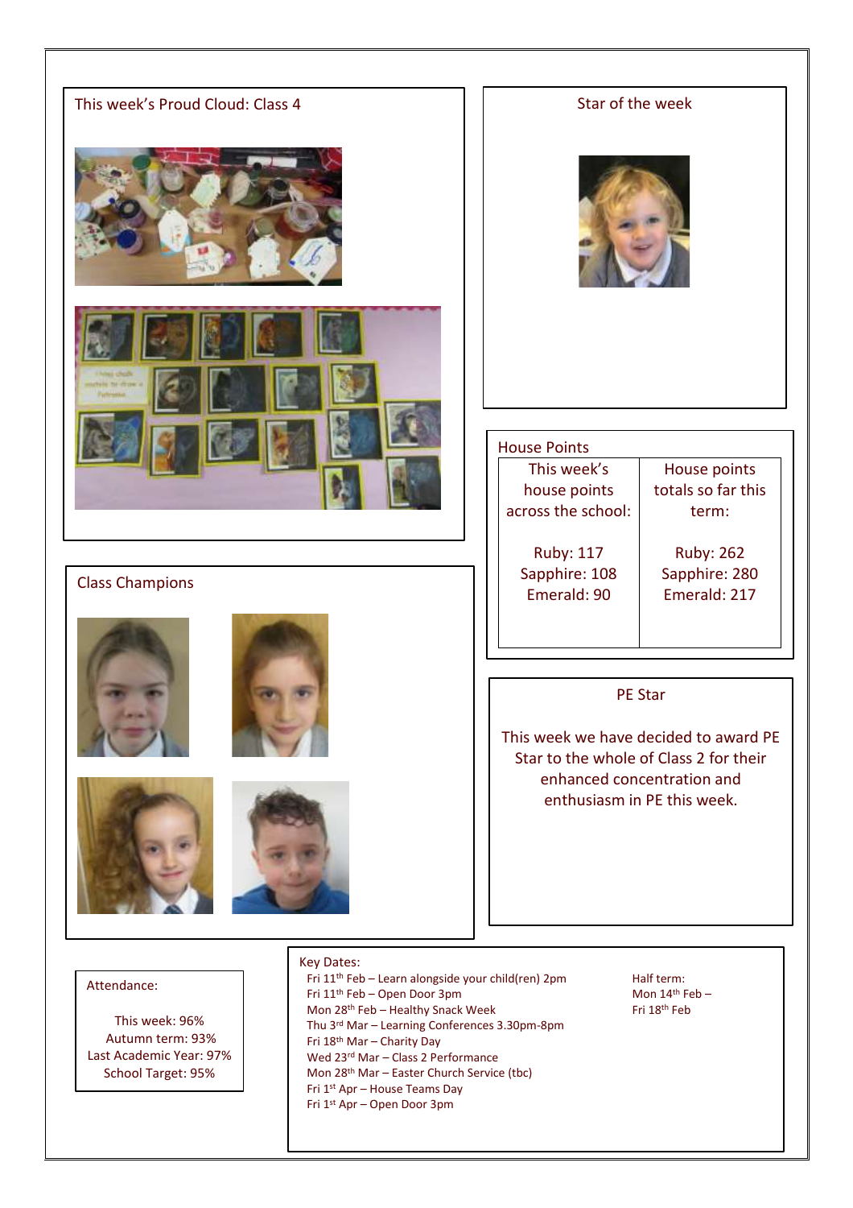## This week's Proud Cloud: Class 4

## Star of the week

## Class Champions

## House Points

| This week's house points across the school: | House points totals so far this term: |
|---|---|
| Ruby: 117<br>Sapphire: 108<br>Emerald: 90 | Ruby: 262<br>Sapphire: 280<br>Emerald: 217 |

## PE Star

This week we have decided to award PE Star to the whole of Class 2 for their enhanced concentration and enthusiasm in PE this week.

## Attendance:

This week: 96%
Autumn term: 93%
Last Academic Year: 97%
School Target: 95%

## Key Dates:

- Fri 11th Feb – Learn alongside your child(ren) 2pm
- Fri 11th Feb – Open Door 3pm
- Mon 28th Feb – Healthy Snack Week
- Thu 3rd Mar – Learning Conferences 3.30pm-8pm
- Fri 18th Mar – Charity Day
- Wed 23rd Mar – Class 2 Performance
- Mon 28th Mar – Easter Church Service (tbc)
- Fri 1st Apr – House Teams Day
- Fri 1st Apr – Open Door 3pm

Half term:
Mon 14th Feb –
Fri 18th Feb